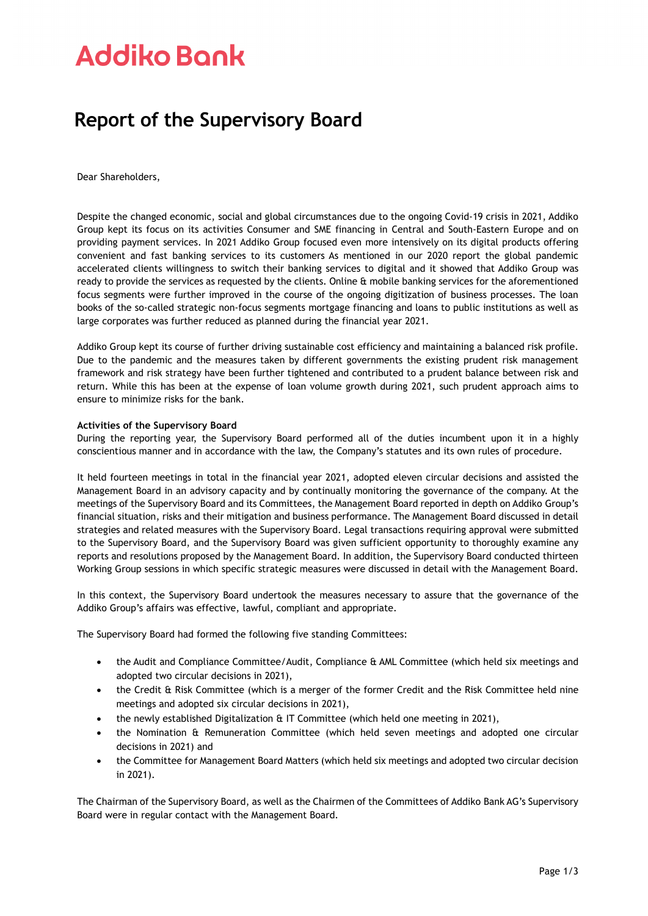# Addiko Bank

## Report of the Supervisory Board

Dear Shareholders,

Despite the changed economic, social and global circumstances due to the ongoing Covid-19 crisis in 2021, Addiko Group kept its focus on its activities Consumer and SME financing in Central and South-Eastern Europe and on providing payment services. In 2021 Addiko Group focused even more intensively on its digital products offering convenient and fast banking services to its customers As mentioned in our 2020 report the global pandemic accelerated clients willingness to switch their banking services to digital and it showed that Addiko Group was ready to provide the services as requested by the clients. Online & mobile banking services for the aforementioned focus segments were further improved in the course of the ongoing digitization of business processes. The loan books of the so-called strategic non-focus segments mortgage financing and loans to public institutions as well as large corporates was further reduced as planned during the financial year 2021.

Addiko Group kept its course of further driving sustainable cost efficiency and maintaining a balanced risk profile. Due to the pandemic and the measures taken by different governments the existing prudent risk management framework and risk strategy have been further tightened and contributed to a prudent balance between risk and return. While this has been at the expense of loan volume growth during 2021, such prudent approach aims to ensure to minimize risks for the bank.

**Activities of the Supervisory Board**
During the reporting year, the Supervisory Board performed all of the duties incumbent upon it in a highly conscientious manner and in accordance with the law, the Company's statutes and its own rules of procedure.

It held fourteen meetings in total in the financial year 2021, adopted eleven circular decisions and assisted the Management Board in an advisory capacity and by continually monitoring the governance of the company. At the meetings of the Supervisory Board and its Committees, the Management Board reported in depth on Addiko Group's financial situation, risks and their mitigation and business performance. The Management Board discussed in detail strategies and related measures with the Supervisory Board. Legal transactions requiring approval were submitted to the Supervisory Board, and the Supervisory Board was given sufficient opportunity to thoroughly examine any reports and resolutions proposed by the Management Board. In addition, the Supervisory Board conducted thirteen Working Group sessions in which specific strategic measures were discussed in detail with the Management Board.

In this context, the Supervisory Board undertook the measures necessary to assure that the governance of the Addiko Group's affairs was effective, lawful, compliant and appropriate.

The Supervisory Board had formed the following five standing Committees:

- the Audit and Compliance Committee/Audit, Compliance & AML Committee (which held six meetings and adopted two circular decisions in 2021),
- the Credit & Risk Committee (which is a merger of the former Credit and the Risk Committee held nine meetings and adopted six circular decisions in 2021),
- the newly established Digitalization & IT Committee (which held one meeting in 2021),
- the Nomination & Remuneration Committee (which held seven meetings and adopted one circular decisions in 2021) and
- the Committee for Management Board Matters (which held six meetings and adopted two circular decision in 2021).

The Chairman of the Supervisory Board, as well as the Chairmen of the Committees of Addiko Bank AG's Supervisory Board were in regular contact with the Management Board.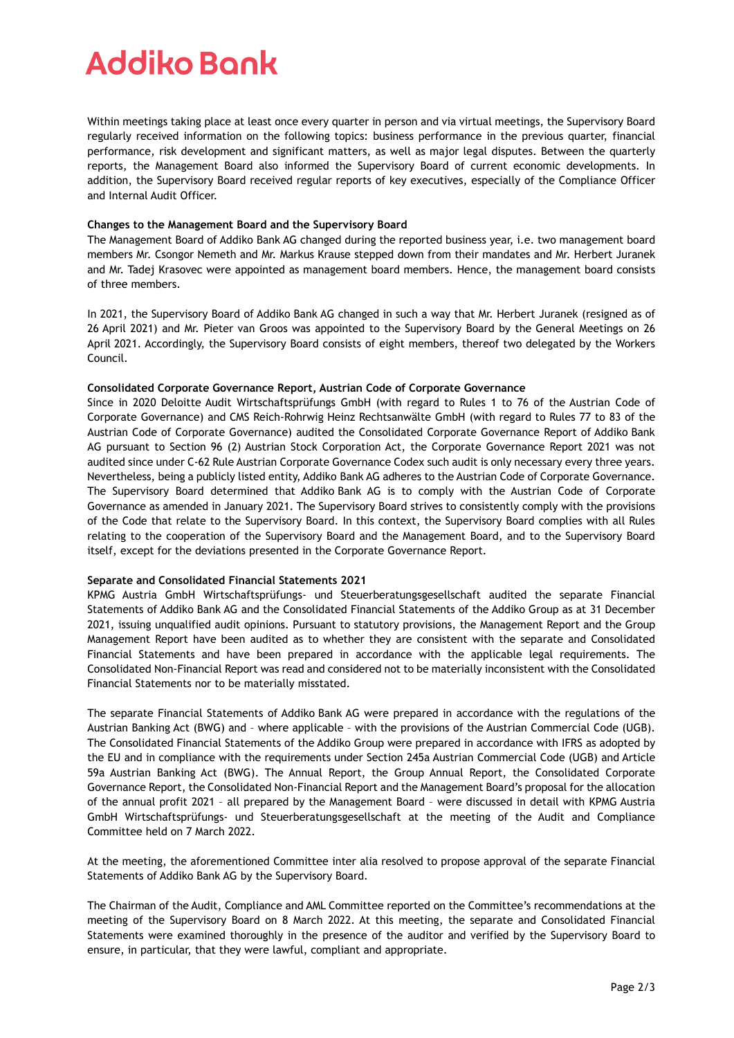Within meetings taking place at least once every quarter in person and via virtual meetings, the Supervisory Board regularly received information on the following topics: business performance in the previous quarter, financial performance, risk development and significant matters, as well as major legal disputes. Between the quarterly reports, the Management Board also informed the Supervisory Board of current economic developments. In addition, the Supervisory Board received regular reports of key executives, especially of the Compliance Officer and Internal Audit Officer.

**Changes to the Management Board and the Supervisory Board**

The Management Board of Addiko Bank AG changed during the reported business year, i.e. two management board members Mr. Csongor Nemeth and Mr. Markus Krause stepped down from their mandates and Mr. Herbert Juranek and Mr. Tadej Krasovec were appointed as management board members. Hence, the management board consists of three members.

In 2021, the Supervisory Board of Addiko Bank AG changed in such a way that Mr. Herbert Juranek (resigned as of 26 April 2021) and Mr. Pieter van Groos was appointed to the Supervisory Board by the General Meetings on 26 April 2021. Accordingly, the Supervisory Board consists of eight members, thereof two delegated by the Workers Council.

**Consolidated Corporate Governance Report, Austrian Code of Corporate Governance**

Since in 2020 Deloitte Audit Wirtschaftsprüfungs GmbH (with regard to Rules 1 to 76 of the Austrian Code of Corporate Governance) and CMS Reich-Rohrwig Heinz Rechtsanwälte GmbH (with regard to Rules 77 to 83 of the Austrian Code of Corporate Governance) audited the Consolidated Corporate Governance Report of Addiko Bank AG pursuant to Section 96 (2) Austrian Stock Corporation Act, the Corporate Governance Report 2021 was not audited since under C-62 Rule Austrian Corporate Governance Codex such audit is only necessary every three years. Nevertheless, being a publicly listed entity, Addiko Bank AG adheres to the Austrian Code of Corporate Governance. The Supervisory Board determined that Addiko Bank AG is to comply with the Austrian Code of Corporate Governance as amended in January 2021. The Supervisory Board strives to consistently comply with the provisions of the Code that relate to the Supervisory Board. In this context, the Supervisory Board complies with all Rules relating to the cooperation of the Supervisory Board and the Management Board, and to the Supervisory Board itself, except for the deviations presented in the Corporate Governance Report.

**Separate and Consolidated Financial Statements 2021**

KPMG Austria GmbH Wirtschaftsprüfungs- und Steuerberatungsgesellschaft audited the separate Financial Statements of Addiko Bank AG and the Consolidated Financial Statements of the Addiko Group as at 31 December 2021, issuing unqualified audit opinions. Pursuant to statutory provisions, the Management Report and the Group Management Report have been audited as to whether they are consistent with the separate and Consolidated Financial Statements and have been prepared in accordance with the applicable legal requirements. The Consolidated Non-Financial Report was read and considered not to be materially inconsistent with the Consolidated Financial Statements nor to be materially misstated.

The separate Financial Statements of Addiko Bank AG were prepared in accordance with the regulations of the Austrian Banking Act (BWG) and – where applicable – with the provisions of the Austrian Commercial Code (UGB). The Consolidated Financial Statements of the Addiko Group were prepared in accordance with IFRS as adopted by the EU and in compliance with the requirements under Section 245a Austrian Commercial Code (UGB) and Article 59a Austrian Banking Act (BWG). The Annual Report, the Group Annual Report, the Consolidated Corporate Governance Report, the Consolidated Non-Financial Report and the Management Board's proposal for the allocation of the annual profit 2021 – all prepared by the Management Board – were discussed in detail with KPMG Austria GmbH Wirtschaftsprüfungs- und Steuerberatungsgesellschaft at the meeting of the Audit and Compliance Committee held on 7 March 2022.

At the meeting, the aforementioned Committee inter alia resolved to propose approval of the separate Financial Statements of Addiko Bank AG by the Supervisory Board.

The Chairman of the Audit, Compliance and AML Committee reported on the Committee's recommendations at the meeting of the Supervisory Board on 8 March 2022. At this meeting, the separate and Consolidated Financial Statements were examined thoroughly in the presence of the auditor and verified by the Supervisory Board to ensure, in particular, that they were lawful, compliant and appropriate.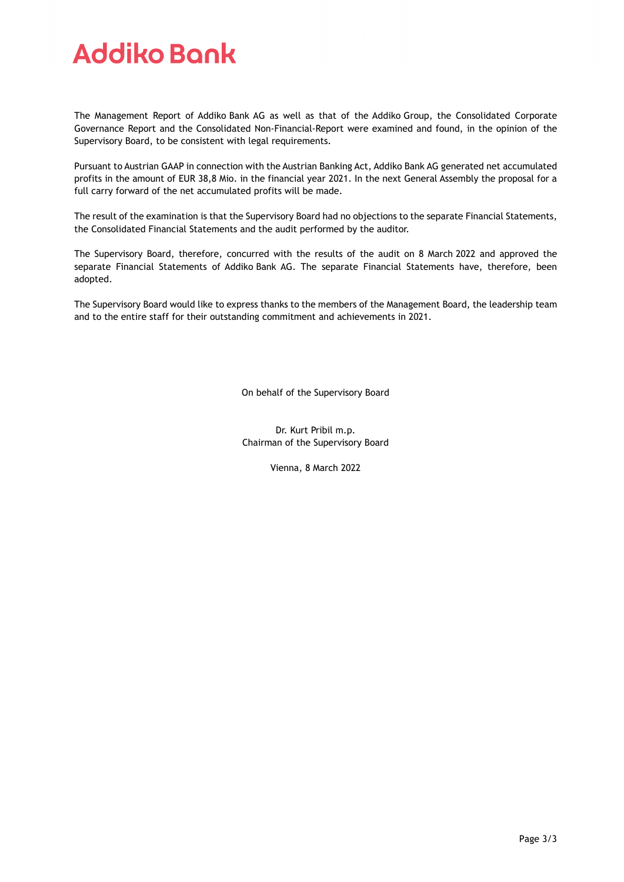The Management Report of Addiko Bank AG as well as that of the Addiko Group, the Consolidated Corporate Governance Report and the Consolidated Non-Financial-Report were examined and found, in the opinion of the Supervisory Board, to be consistent with legal requirements.

Pursuant to Austrian GAAP in connection with the Austrian Banking Act, Addiko Bank AG generated net accumulated profits in the amount of EUR 38,8 Mio. in the financial year 2021. In the next General Assembly the proposal for a full carry forward of the net accumulated profits will be made.

The result of the examination is that the Supervisory Board had no objections to the separate Financial Statements, the Consolidated Financial Statements and the audit performed by the auditor.

The Supervisory Board, therefore, concurred with the results of the audit on 8 March 2022 and approved the separate Financial Statements of Addiko Bank AG. The separate Financial Statements have, therefore, been adopted.

The Supervisory Board would like to express thanks to the members of the Management Board, the leadership team and to the entire staff for their outstanding commitment and achievements in 2021.

On behalf of the Supervisory Board

Dr. Kurt Pribil m.p.
Chairman of the Supervisory Board

Vienna, 8 March 2022